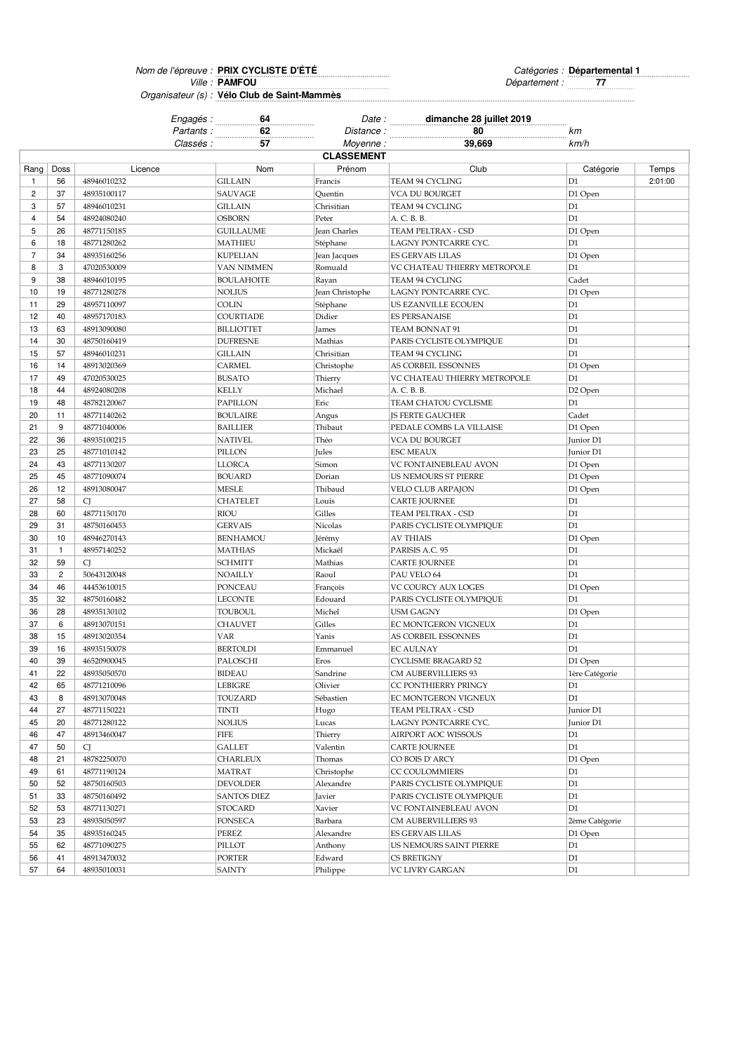*Nom de l'épreuve :* **PRIX CYCLISTE D'ÉTÉ**
*Ville :* **PAMFOU**
*Organisateur (s) :* **Vélo Club de Saint-Mammès**

*Catégories :* **Départemental 1**
*Département :* **77**

*Engagés :* **64**
*Partants :* **62**
*Classés :* **57**

*Date :* **dimanche 28 juillet 2019**
*Distance :* **80** km
*Moyenne :* **39,669** km/h

**CLASSEMENT**

| Rang | Doss | Licence | Nom | Prénom | Club | Catégorie | Temps |
|---|---|---|---|---|---|---|---|
| 1 | 56 | 48946010232 | GILLAIN | Francis | TEAM 94 CYCLING | D1 | 2:01:00 |
| 2 | 37 | 48935100117 | SAUVAGE | Quentin | VCA DU BOURGET | D1 Open | |
| 3 | 57 | 48946010231 | GILLAIN | Chrisitian | TEAM 94 CYCLING | D1 | |
| 4 | 54 | 48924080240 | OSBORN | Peter | A. C. B. B. | D1 | |
| 5 | 26 | 48771150185 | GUILLAUME | Jean Charles | TEAM PELTRAX - CSD | D1 Open | |
| 6 | 18 | 48771280262 | MATHIEU | Stéphane | LAGNY PONTCARRE CYC. | D1 | |
| 7 | 34 | 48935160256 | KUPELIAN | Jean Jacques | ES GERVAIS LILAS | D1 Open | |
| 8 | 3 | 47020530009 | VAN NIMMEN | Romuald | VC CHATEAU THIERRY METROPOLE | D1 | |
| 9 | 38 | 48946010195 | BOULAHOITE | Rayan | TEAM 94 CYCLING | Cadet | |
| 10 | 19 | 48771280278 | NOLIUS | Jean Christophe | LAGNY PONTCARRE CYC. | D1 Open | |
| 11 | 29 | 48957110097 | COLIN | Stéphane | US EZANVILLE ECOUEN | D1 | |
| 12 | 40 | 48957170183 | COURTIADE | Didier | ES PERSANAISE | D1 | |
| 13 | 63 | 48913090080 | BILLIOTTET | James | TEAM BONNAT 91 | D1 | |
| 14 | 30 | 48750160419 | DUFRESNE | Mathias | PARIS CYCLISTE OLYMPIQUE | D1 | |
| 15 | 57 | 48946010231 | GILLAIN | Chrisitian | TEAM 94 CYCLING | D1 | |
| 16 | 14 | 48913020369 | CARMEL | Christophe | AS CORBEIL ESSONNES | D1 Open | |
| 17 | 49 | 47020530025 | BUSATO | Thierry | VC CHATEAU THIERRY METROPOLE | D1 | |
| 18 | 44 | 48924080208 | KELLY | Michael | A. C. B. B. | D2 Open | |
| 19 | 48 | 48782120067 | PAPILLON | Eric | TEAM CHATOU CYCLISME | D1 | |
| 20 | 11 | 48771140262 | BOULAIRE | Angus | JS FERTE GAUCHER | Cadet | |
| 21 | 9 | 48771040006 | BAILLIER | Thibaut | PEDALE COMBS LA VILLAISE | D1 Open | |
| 22 | 36 | 48935100215 | NATIVEL | Théo | VCA DU BOURGET | Junior D1 | |
| 23 | 25 | 48771010142 | PILLON | Jules | ESC MEAUX | Junior D1 | |
| 24 | 43 | 48771130207 | LLORCA | Simon | VC FONTAINEBLEAU AVON | D1 Open | |
| 25 | 45 | 48771090074 | BOUARD | Dorian | US NEMOURS ST PIERRE | D1 Open | |
| 26 | 12 | 48913080047 | MESLE | Thibaud | VELO CLUB ARPAJON | D1 Open | |
| 27 | 58 | CJ | CHATELET | Louis | CARTE JOURNEE | D1 | |
| 28 | 60 | 48771150170 | RIOU | Gilles | TEAM PELTRAX - CSD | D1 | |
| 29 | 31 | 48750160453 | GERVAIS | Nicolas | PARIS CYCLISTE OLYMPIQUE | D1 | |
| 30 | 10 | 48946270143 | BENHAMOU | Jérémy | AV THIAIS | D1 Open | |
| 31 | 1 | 48957140252 | MATHIAS | Mickaël | PARISIS A.C. 95 | D1 | |
| 32 | 59 | CJ | SCHMITT | Mathias | CARTE JOURNEE | D1 | |
| 33 | 2 | 50643120048 | NOAILLY | Raoul | PAU VELO 64 | D1 | |
| 34 | 46 | 44453610015 | PONCEAU | François | VC COURCY AUX LOGES | D1 Open | |
| 35 | 32 | 48750160482 | LECONTE | Edouard | PARIS CYCLISTE OLYMPIQUE | D1 | |
| 36 | 28 | 48935130102 | TOUBOUL | Michel | USM GAGNY | D1 Open | |
| 37 | 6 | 48913070151 | CHAUVET | Gilles | EC MONTGERON VIGNEUX | D1 | |
| 38 | 15 | 48913020354 | VAR | Yanis | AS CORBEIL ESSONNES | D1 | |
| 39 | 16 | 48935150078 | BERTOLDI | Emmanuel | EC AULNAY | D1 | |
| 40 | 39 | 46520900045 | PALOSCHI | Eros | CYCLISME BRAGARD 52 | D1 Open | |
| 41 | 22 | 48935050570 | BIDEAU | Sandrine | CM AUBERVILLIERS 93 | 1ère Catégorie | |
| 42 | 65 | 48771210096 | LEBIGRE | Olivier | CC PONTHIERRY PRINGY | D1 | |
| 43 | 8 | 48913070048 | TOUZARD | Sébastien | EC MONTGERON VIGNEUX | D1 | |
| 44 | 27 | 48771150221 | TINTI | Hugo | TEAM PELTRAX - CSD | Junior D1 | |
| 45 | 20 | 48771280122 | NOLIUS | Lucas | LAGNY PONTCARRE CYC. | Junior D1 | |
| 46 | 47 | 48913460047 | FIFE | Thierry | AIRPORT AOC WISSOUS | D1 | |
| 47 | 50 | CJ | GALLET | Valentin | CARTE JOURNEE | D1 | |
| 48 | 21 | 48782250070 | CHARLEUX | Thomas | CO BOIS D`ARCY | D1 Open | |
| 49 | 61 | 48771190124 | MATRAT | Christophe | CC COULOMMIERS | D1 | |
| 50 | 52 | 48750160503 | DEVOLDER | Alexandre | PARIS CYCLISTE OLYMPIQUE | D1 | |
| 51 | 33 | 48750160492 | SANTOS DIEZ | Javier | PARIS CYCLISTE OLYMPIQUE | D1 | |
| 52 | 53 | 48771130271 | STOCARD | Xavier | VC FONTAINEBLEAU AVON | D1 | |
| 53 | 23 | 48935050597 | FONSECA | Barbara | CM AUBERVILLIERS 93 | 2ème Catégorie | |
| 54 | 35 | 48935160245 | PEREZ | Alexandre | ES GERVAIS LILAS | D1 Open | |
| 55 | 62 | 48771090275 | PILLOT | Anthony | US NEMOURS SAINT PIERRE | D1 | |
| 56 | 41 | 48913470032 | PORTER | Edward | CS BRETIGNY | D1 | |
| 57 | 64 | 48935010031 | SAINTY | Philippe | VC LIVRY GARGAN | D1 | |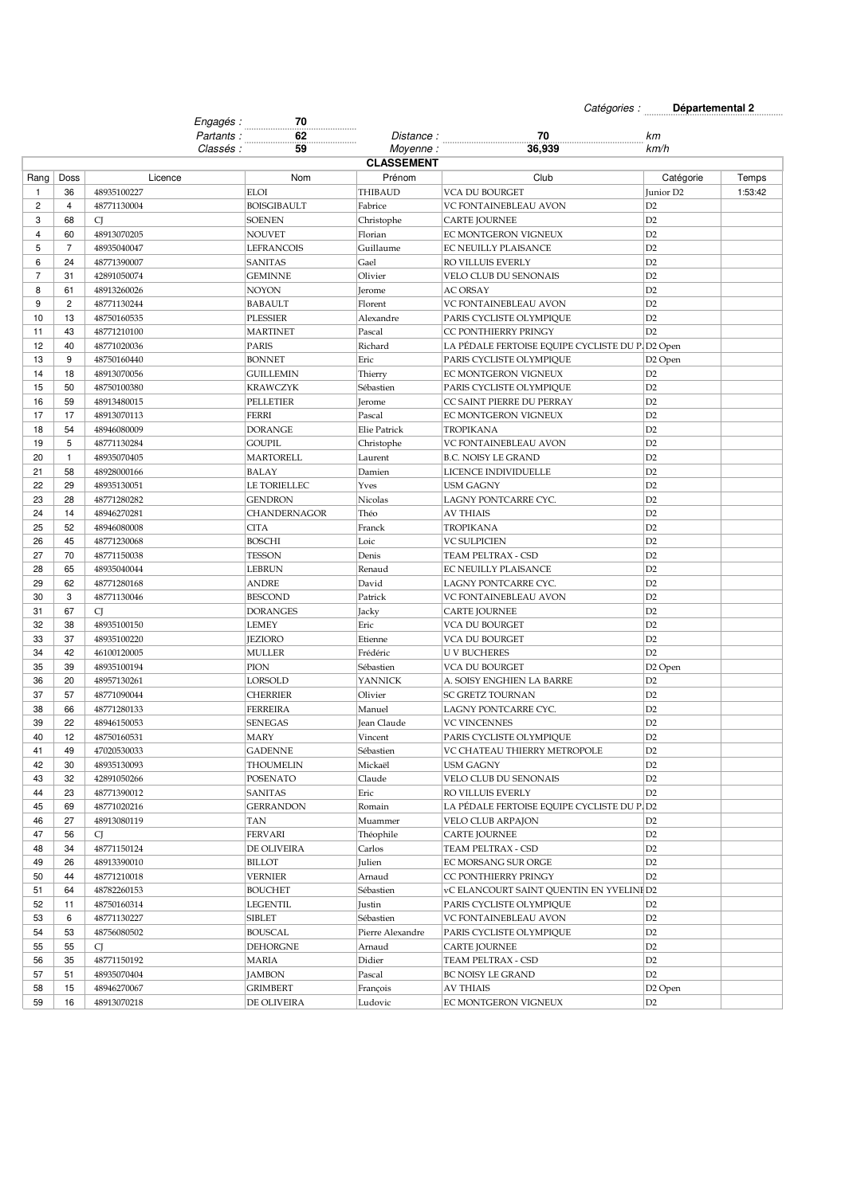Catégories : **Départemental 2**

| | | | |
|---|---|---|---|
| *Engagés :* | **70** | | |
| *Partants :* | **62** | *Distance :* | **70** km |
| *Classés :* | **59** | *Moyenne :* | **36,939** km/h |

**CLASSEMENT**

| Rang | Doss | Licence | Nom | Prénom | Club | Catégorie | Temps |
|---|---|---|---|---|---|---|---|
| 1 | 36 | 48935100227 | ELOI | THIBAUD | VCA DU BOURGET | Junior D2 | 1:53:42 |
| 2 | 4 | 48771130004 | BOISGIBAULT | Fabrice | VC FONTAINEBLEAU AVON | D2 | |
| 3 | 68 | CJ | SOENEN | Christophe | CARTE JOURNEE | D2 | |
| 4 | 60 | 48913070205 | NOUVET | Florian | EC MONTGERON VIGNEUX | D2 | |
| 5 | 7 | 48935040047 | LEFRANCOIS | Guillaume | EC NEUILLY PLAISANCE | D2 | |
| 6 | 24 | 48771390007 | SANITAS | Gael | RO VILLUIS EVERLY | D2 | |
| 7 | 31 | 42891050074 | GEMINNE | Olivier | VELO CLUB DU SENONAIS | D2 | |
| 8 | 61 | 48913260026 | NOYON | Jerome | AC ORSAY | D2 | |
| 9 | 2 | 48771130244 | BABAULT | Florent | VC FONTAINEBLEAU AVON | D2 | |
| 10 | 13 | 48750160535 | PLESSIER | Alexandre | PARIS CYCLISTE OLYMPIQUE | D2 | |
| 11 | 43 | 48771210100 | MARTINET | Pascal | CC PONTHIERRY PRINGY | D2 | |
| 12 | 40 | 48771020036 | PARIS | Richard | LA PÉDALE FERTOISE EQUIPE CYCLISTE DU P. | D2 Open | |
| 13 | 9 | 48750160440 | BONNET | Eric | PARIS CYCLISTE OLYMPIQUE | D2 Open | |
| 14 | 18 | 48913070056 | GUILLEMIN | Thierry | EC MONTGERON VIGNEUX | D2 | |
| 15 | 50 | 48750100380 | KRAWCZYK | Sébastien | PARIS CYCLISTE OLYMPIQUE | D2 | |
| 16 | 59 | 48913480015 | PELLETIER | Jerome | CC SAINT PIERRE DU PERRAY | D2 | |
| 17 | 17 | 48913070113 | FERRI | Pascal | EC MONTGERON VIGNEUX | D2 | |
| 18 | 54 | 48946080009 | DORANGE | Elie Patrick | TROPIKANA | D2 | |
| 19 | 5 | 48771130284 | GOUPIL | Christophe | VC FONTAINEBLEAU AVON | D2 | |
| 20 | 1 | 48935070405 | MARTORELL | Laurent | B.C. NOISY LE GRAND | D2 | |
| 21 | 58 | 48928000166 | BALAY | Damien | LICENCE INDIVIDUELLE | D2 | |
| 22 | 29 | 48935130051 | LE TORIELLEC | Yves | USM GAGNY | D2 | |
| 23 | 28 | 48771280282 | GENDRON | Nicolas | LAGNY PONTCARRE CYC. | D2 | |
| 24 | 14 | 48946270281 | CHANDERNAGOR | Théo | AV THIAIS | D2 | |
| 25 | 52 | 48946080008 | CITA | Franck | TROPIKANA | D2 | |
| 26 | 45 | 48771230068 | BOSCHI | Loic | VC SULPICIEN | D2 | |
| 27 | 70 | 48771150038 | TESSON | Denis | TEAM PELTRAX - CSD | D2 | |
| 28 | 65 | 48935040044 | LEBRUN | Renaud | EC NEUILLY PLAISANCE | D2 | |
| 29 | 62 | 48771280168 | ANDRE | David | LAGNY PONTCARRE CYC. | D2 | |
| 30 | 3 | 48771130046 | BESCOND | Patrick | VC FONTAINEBLEAU AVON | D2 | |
| 31 | 67 | CJ | DORANGES | Jacky | CARTE JOURNEE | D2 | |
| 32 | 38 | 48935100150 | LEMEY | Eric | VCA DU BOURGET | D2 | |
| 33 | 37 | 48935100220 | JEZIORO | Etienne | VCA DU BOURGET | D2 | |
| 34 | 42 | 46100120005 | MULLER | Frédéric | U V BUCHERES | D2 | |
| 35 | 39 | 48935100194 | PION | Sébastien | VCA DU BOURGET | D2 Open | |
| 36 | 20 | 48957130261 | LORSOLD | YANNICK | A. SOISY ENGHIEN LA BARRE | D2 | |
| 37 | 57 | 48771090044 | CHERRIER | Olivier | SC GRETZ TOURNAN | D2 | |
| 38 | 66 | 48771280133 | FERREIRA | Manuel | LAGNY PONTCARRE CYC. | D2 | |
| 39 | 22 | 48946150053 | SENEGAS | Jean Claude | VC VINCENNES | D2 | |
| 40 | 12 | 48750160531 | MARY | Vincent | PARIS CYCLISTE OLYMPIQUE | D2 | |
| 41 | 49 | 47020530033 | GADENNE | Sébastien | VC CHATEAU THIERRY METROPOLE | D2 | |
| 42 | 30 | 48935130093 | THOUMELIN | Mickaël | USM GAGNY | D2 | |
| 43 | 32 | 42891050266 | POSENATO | Claude | VELO CLUB DU SENONAIS | D2 | |
| 44 | 23 | 48771390012 | SANITAS | Eric | RO VILLUIS EVERLY | D2 | |
| 45 | 69 | 48771020216 | GERRANDON | Romain | LA PÉDALE FERTOISE EQUIPE CYCLISTE DU P. | D2 | |
| 46 | 27 | 48913080119 | TAN | Muammer | VELO CLUB ARPAJON | D2 | |
| 47 | 56 | CJ | FERVARI | Théophile | CARTE JOURNEE | D2 | |
| 48 | 34 | 48771150124 | DE OLIVEIRA | Carlos | TEAM PELTRAX - CSD | D2 | |
| 49 | 26 | 48913390010 | BILLOT | Julien | EC MORSANG SUR ORGE | D2 | |
| 50 | 44 | 48771210018 | VERNIER | Arnaud | CC PONTHIERRY PRINGY | D2 | |
| 51 | 64 | 48782260153 | BOUCHET | Sébastien | vC ELANCOURT SAINT QUENTIN EN YVELINE | D2 | |
| 52 | 11 | 48750160314 | LEGENTIL | Justin | PARIS CYCLISTE OLYMPIQUE | D2 | |
| 53 | 6 | 48771130227 | SIBLET | Sébastien | VC FONTAINEBLEAU AVON | D2 | |
| 54 | 53 | 48756080502 | BOUSCAL | Pierre Alexandre | PARIS CYCLISTE OLYMPIQUE | D2 | |
| 55 | 55 | CJ | DEHORGNE | Arnaud | CARTE JOURNEE | D2 | |
| 56 | 35 | 48771150192 | MARIA | Didier | TEAM PELTRAX - CSD | D2 | |
| 57 | 51 | 48935070404 | JAMBON | Pascal | BC NOISY LE GRAND | D2 | |
| 58 | 15 | 48946270067 | GRIMBERT | François | AV THIAIS | D2 Open | |
| 59 | 16 | 48913070218 | DE OLIVEIRA | Ludovic | EC MONTGERON VIGNEUX | D2 | |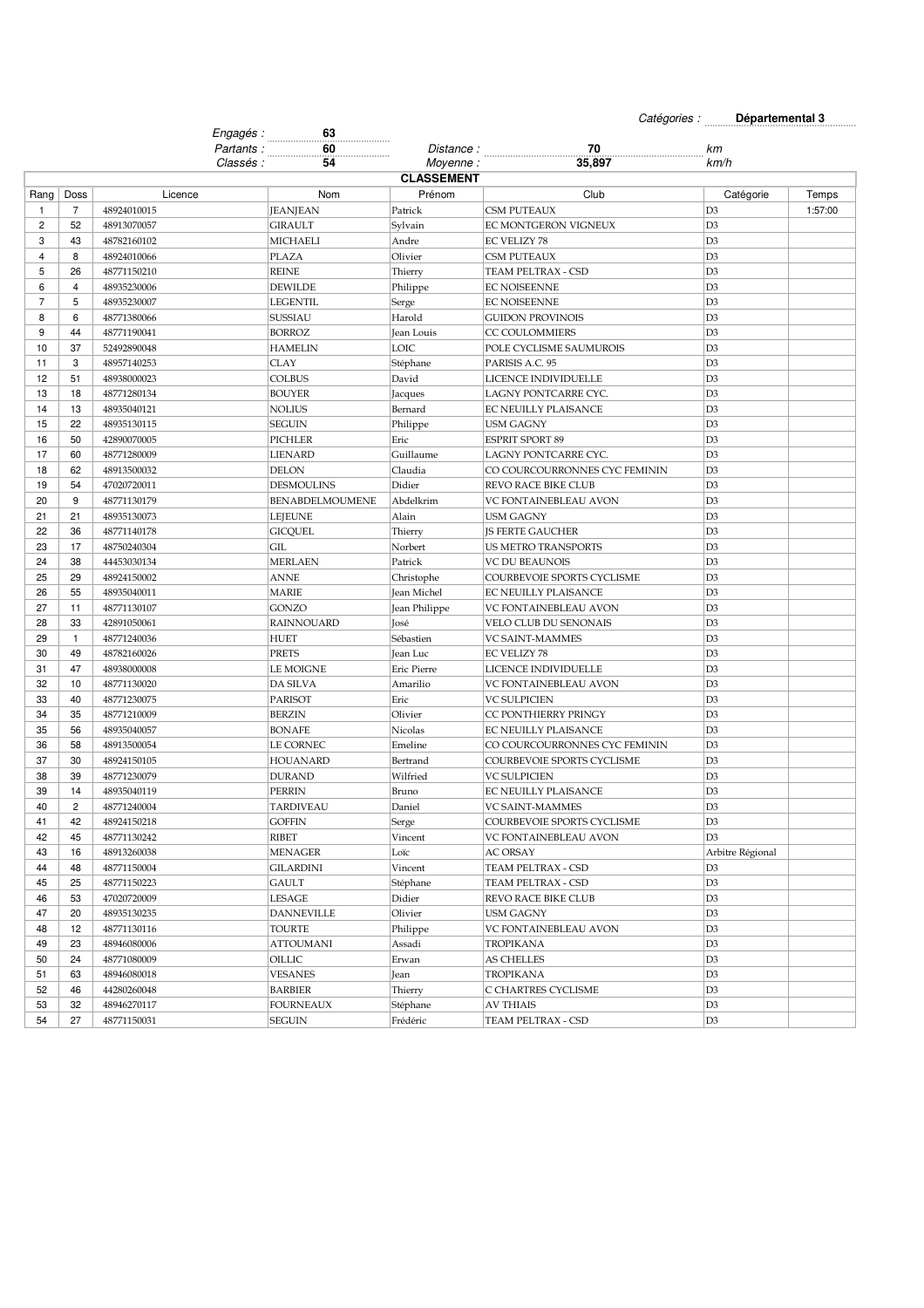Catégories : **Départemental 3**

*Engagés :* **63**
*Partants :* **60**
*Classés :* **54**

*Distance :* **70** *km*
*Moyenne :* **35,897** *km/h*

**CLASSEMENT**

| Rang | Doss | Licence | Nom | Prénom | Club | Catégorie | Temps |
|---|---|---|---|---|---|---|---|
| 1 | 7 | 48924010015 | JEANJEAN | Patrick | CSM PUTEAUX | D3 | 1:57:00 |
| 2 | 52 | 48913070057 | GIRAULT | Sylvain | EC MONTGERON VIGNEUX | D3 | |
| 3 | 43 | 48782160102 | MICHAELI | Andre | EC VELIZY 78 | D3 | |
| 4 | 8 | 48924010066 | PLAZA | Olivier | CSM PUTEAUX | D3 | |
| 5 | 26 | 48771150210 | REINE | Thierry | TEAM PELTRAX - CSD | D3 | |
| 6 | 4 | 48935230006 | DEWILDE | Philippe | EC NOISEENNE | D3 | |
| 7 | 5 | 48935230007 | LEGENTIL | Serge | EC NOISEENNE | D3 | |
| 8 | 6 | 48771380066 | SUSSIAU | Harold | GUIDON PROVINOIS | D3 | |
| 9 | 44 | 48771190041 | BORROZ | Jean Louis | CC COULOMMIERS | D3 | |
| 10 | 37 | 52492890048 | HAMELIN | LOIC | POLE CYCLISME SAUMUROIS | D3 | |
| 11 | 3 | 48957140253 | CLAY | Stéphane | PARISIS A.C. 95 | D3 | |
| 12 | 51 | 48938000023 | COLBUS | David | LICENCE INDIVIDUELLE | D3 | |
| 13 | 18 | 48771280134 | BOUYER | Jacques | LAGNY PONTCARRE CYC. | D3 | |
| 14 | 13 | 48935040121 | NOLIUS | Bernard | EC NEUILLY PLAISANCE | D3 | |
| 15 | 22 | 48935130115 | SEGUIN | Philippe | USM GAGNY | D3 | |
| 16 | 50 | 42890070005 | PICHLER | Eric | ESPRIT SPORT 89 | D3 | |
| 17 | 60 | 48771280009 | LIENARD | Guillaume | LAGNY PONTCARRE CYC. | D3 | |
| 18 | 62 | 48913500032 | DELON | Claudia | CO COURCOURRONNES CYC FEMININ | D3 | |
| 19 | 54 | 47020720011 | DESMOULINS | Didier | REVO RACE BIKE CLUB | D3 | |
| 20 | 9 | 48771130179 | BENABDELMOUMENE | Abdelkrim | VC FONTAINEBLEAU AVON | D3 | |
| 21 | 21 | 48935130073 | LEJEUNE | Alain | USM GAGNY | D3 | |
| 22 | 36 | 48771140178 | GICQUEL | Thierry | JS FERTE GAUCHER | D3 | |
| 23 | 17 | 48750240304 | GIL | Norbert | US METRO TRANSPORTS | D3 | |
| 24 | 38 | 44453030134 | MERLAEN | Patrick | VC DU BEAUNOIS | D3 | |
| 25 | 29 | 48924150002 | ANNE | Christophe | COURBEVOIE SPORTS CYCLISME | D3 | |
| 26 | 55 | 48935040011 | MARIE | Jean Michel | EC NEUILLY PLAISANCE | D3 | |
| 27 | 11 | 48771130107 | GONZO | Jean Philippe | VC FONTAINEBLEAU AVON | D3 | |
| 28 | 33 | 42891050061 | RAINNOUARD | José | VELO CLUB DU SENONAIS | D3 | |
| 29 | 1 | 48771240036 | HUET | Sébastien | VC SAINT-MAMMES | D3 | |
| 30 | 49 | 48782160026 | PRETS | Jean Luc | EC VELIZY 78 | D3 | |
| 31 | 47 | 48938000008 | LE MOIGNE | Eric Pierre | LICENCE INDIVIDUELLE | D3 | |
| 32 | 10 | 48771130020 | DA SILVA | Amarilio | VC FONTAINEBLEAU AVON | D3 | |
| 33 | 40 | 48771230075 | PARISOT | Eric | VC SULPICIEN | D3 | |
| 34 | 35 | 48771210009 | BERZIN | Olivier | CC PONTHIERRY PRINGY | D3 | |
| 35 | 56 | 48935040057 | BONAFE | Nicolas | EC NEUILLY PLAISANCE | D3 | |
| 36 | 58 | 48913500054 | LE CORNEC | Emeline | CO COURCOURRONNES CYC FEMININ | D3 | |
| 37 | 30 | 48924150105 | HOUANARD | Bertrand | COURBEVOIE SPORTS CYCLISME | D3 | |
| 38 | 39 | 48771230079 | DURAND | Wilfried | VC SULPICIEN | D3 | |
| 39 | 14 | 48935040119 | PERRIN | Bruno | EC NEUILLY PLAISANCE | D3 | |
| 40 | 2 | 48771240004 | TARDIVEAU | Daniel | VC SAINT-MAMMES | D3 | |
| 41 | 42 | 48924150218 | GOFFIN | Serge | COURBEVOIE SPORTS CYCLISME | D3 | |
| 42 | 45 | 48771130242 | RIBET | Vincent | VC FONTAINEBLEAU AVON | D3 | |
| 43 | 16 | 48913260038 | MENAGER | Loïc | AC ORSAY | Arbitre Régional | |
| 44 | 48 | 48771150004 | GILARDINI | Vincent | TEAM PELTRAX - CSD | D3 | |
| 45 | 25 | 48771150223 | GAULT | Stéphane | TEAM PELTRAX - CSD | D3 | |
| 46 | 53 | 47020720009 | LESAGE | Didier | REVO RACE BIKE CLUB | D3 | |
| 47 | 20 | 48935130235 | DANNEVILLE | Olivier | USM GAGNY | D3 | |
| 48 | 12 | 48771130116 | TOURTE | Philippe | VC FONTAINEBLEAU AVON | D3 | |
| 49 | 23 | 48946080006 | ATTOUMANI | Assadi | TROPIKANA | D3 | |
| 50 | 24 | 48771080009 | OILLIC | Erwan | AS CHELLES | D3 | |
| 51 | 63 | 48946080018 | VESANES | Jean | TROPIKANA | D3 | |
| 52 | 46 | 44280260048 | BARBIER | Thierry | C CHARTRES CYCLISME | D3 | |
| 53 | 32 | 48946270117 | FOURNEAUX | Stéphane | AV THIAIS | D3 | |
| 54 | 27 | 48771150031 | SEGUIN | Frédéric | TEAM PELTRAX - CSD | D3 | |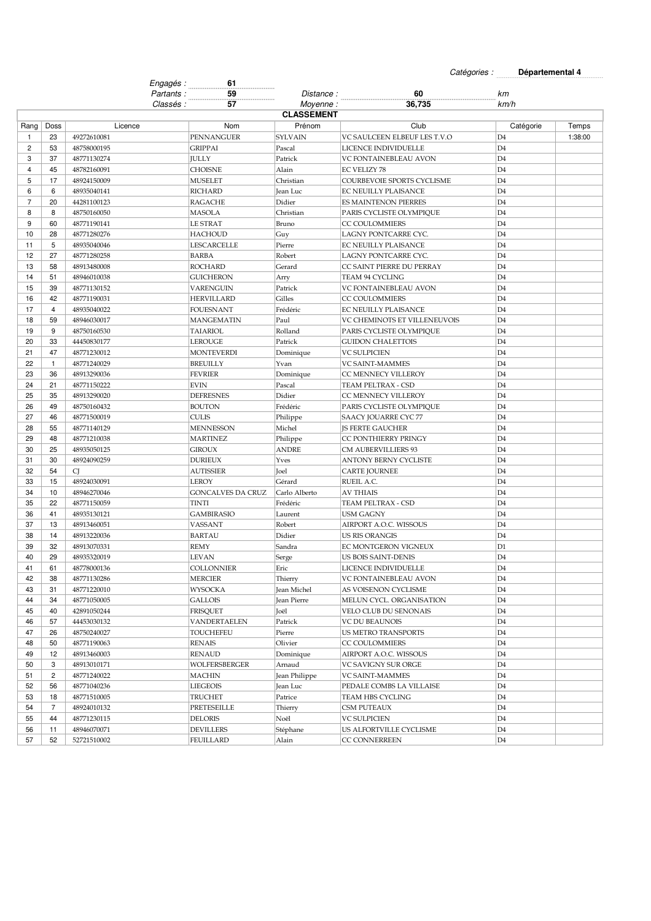Catégories : **Départemental 4**

Engagés : **61**
Partants : **59**
Classés : **57**

Distance : **60** km
Moyenne : **36,735** km/h

**CLASSEMENT**

| Rang | Doss | Licence | Nom | Prénom | Club | Catégorie | Temps |
|---|---|---|---|---|---|---|---|
| 1 | 23 | 49272610081 | PENNANGUER | SYLVAIN | VC SAULCEEN ELBEUF LES T.V.O | D4 | 1:38:00 |
| 2 | 53 | 48758000195 | GRIPPAI | Pascal | LICENCE INDIVIDUELLE | D4 | |
| 3 | 37 | 48771130274 | JULLY | Patrick | VC FONTAINEBLEAU AVON | D4 | |
| 4 | 45 | 48782160091 | CHOISNE | Alain | EC VELIZY 78 | D4 | |
| 5 | 17 | 48924150009 | MUSELET | Christian | COURBEVOIE SPORTS CYCLISME | D4 | |
| 6 | 6 | 48935040141 | RICHARD | Jean Luc | EC NEUILLY PLAISANCE | D4 | |
| 7 | 20 | 44281100123 | RAGACHE | Didier | ES MAINTENON PIERRES | D4 | |
| 8 | 8 | 48750160050 | MASOLA | Christian | PARIS CYCLISTE OLYMPIQUE | D4 | |
| 9 | 60 | 48771190141 | LE STRAT | Bruno | CC COULOMMIERS | D4 | |
| 10 | 28 | 48771280276 | HACHOUD | Guy | LAGNY PONTCARRE CYC. | D4 | |
| 11 | 5 | 48935040046 | LESCARCELLE | Pierre | EC NEUILLY PLAISANCE | D4 | |
| 12 | 27 | 48771280258 | BARBA | Robert | LAGNY PONTCARRE CYC. | D4 | |
| 13 | 58 | 48913480008 | ROCHARD | Gerard | CC SAINT PIERRE DU PERRAY | D4 | |
| 14 | 51 | 48946010038 | GUICHERON | Arry | TEAM 94 CYCLING | D4 | |
| 15 | 39 | 48771130152 | VARENGUIN | Patrick | VC FONTAINEBLEAU AVON | D4 | |
| 16 | 42 | 48771190031 | HERVILLARD | Gilles | CC COULOMMIERS | D4 | |
| 17 | 4 | 48935040022 | FOUESNANT | Frédéric | EC NEUILLY PLAISANCE | D4 | |
| 18 | 59 | 48946030017 | MANGEMATIN | Paul | VC CHEMINOTS ET VILLENEUVOIS | D4 | |
| 19 | 9 | 48750160530 | TAIARIOL | Rolland | PARIS CYCLISTE OLYMPIQUE | D4 | |
| 20 | 33 | 44450830177 | LEROUGE | Patrick | GUIDON CHALETTOIS | D4 | |
| 21 | 47 | 48771230012 | MONTEVERDI | Dominique | VC SULPICIEN | D4 | |
| 22 | 1 | 48771240029 | BREUILLY | Yvan | VC SAINT-MAMMES | D4 | |
| 23 | 36 | 48913290036 | FEVRIER | Dominique | CC MENNECY VILLEROY | D4 | |
| 24 | 21 | 48771150222 | EVIN | Pascal | TEAM PELTRAX - CSD | D4 | |
| 25 | 35 | 48913290020 | DEFRESNES | Didier | CC MENNECY VILLEROY | D4 | |
| 26 | 49 | 48750160432 | BOUTON | Frédéric | PARIS CYCLISTE OLYMPIQUE | D4 | |
| 27 | 46 | 48771500019 | CULIS | Philippe | SAACY JOUARRE CYC 77 | D4 | |
| 28 | 55 | 48771140129 | MENNESSON | Michel | JS FERTE GAUCHER | D4 | |
| 29 | 48 | 48771210038 | MARTINEZ | Philippe | CC PONTHIERRY PRINGY | D4 | |
| 30 | 25 | 48935050125 | GIROUX | ANDRE | CM AUBERVILLIERS 93 | D4 | |
| 31 | 30 | 48924090259 | DURIEUX | Yves | ANTONY BERNY CYCLISTE | D4 | |
| 32 | 54 | CJ | AUTISSIER | Joel | CARTE JOURNEE | D4 | |
| 33 | 15 | 48924030091 | LEROY | Gérard | RUEIL A.C. | D4 | |
| 34 | 10 | 48946270046 | GONCALVES DA CRUZ | Carlo Alberto | AV THIAIS | D4 | |
| 35 | 22 | 48771150059 | TINTI | Frédéric | TEAM PELTRAX - CSD | D4 | |
| 36 | 41 | 48935130121 | GAMBIRASIO | Laurent | USM GAGNY | D4 | |
| 37 | 13 | 48913460051 | VASSANT | Robert | AIRPORT A.O.C. WISSOUS | D4 | |
| 38 | 14 | 48913220036 | BARTAU | Didier | US RIS ORANGIS | D4 | |
| 39 | 32 | 48913070331 | REMY | Sandra | EC MONTGERON VIGNEUX | D1 | |
| 40 | 29 | 48935320019 | LEVAN | Serge | US BOIS SAINT-DENIS | D4 | |
| 41 | 61 | 48778000136 | COLLONNIER | Eric | LICENCE INDIVIDUELLE | D4 | |
| 42 | 38 | 48771130286 | MERCIER | Thierry | VC FONTAINEBLEAU AVON | D4 | |
| 43 | 31 | 48771220010 | WYSOCKA | Jean Michel | AS VOISENON CYCLISME | D4 | |
| 44 | 34 | 48771050005 | GALLOIS | Jean Pierre | MELUN CYCL. ORGANISATION | D4 | |
| 45 | 40 | 42891050244 | FRISQUET | Joël | VELO CLUB DU SENONAIS | D4 | |
| 46 | 57 | 44453030132 | VANDERTAELEN | Patrick | VC DU BEAUNOIS | D4 | |
| 47 | 26 | 48750240027 | TOUCHEFEU | Pierre | US METRO TRANSPORTS | D4 | |
| 48 | 50 | 48771190063 | RENAIS | Olivier | CC COULOMMIERS | D4 | |
| 49 | 12 | 48913460003 | RENAUD | Dominique | AIRPORT A.O.C. WISSOUS | D4 | |
| 50 | 3 | 48913010171 | WOLFERSBERGER | Arnaud | VC SAVIGNY SUR ORGE | D4 | |
| 51 | 2 | 48771240022 | MACHIN | Jean Philippe | VC SAINT-MAMMES | D4 | |
| 52 | 56 | 48771040236 | LIEGEOIS | Jean Luc | PEDALE COMBS LA VILLAISE | D4 | |
| 53 | 18 | 48771510005 | TRUCHET | Patrice | TEAM HBS CYCLING | D4 | |
| 54 | 7 | 48924010132 | PRETESEILLE | Thierry | CSM PUTEAUX | D4 | |
| 55 | 44 | 48771230115 | DELORIS | Noël | VC SULPICIEN | D4 | |
| 56 | 11 | 48946070071 | DEVILLERS | Stéphane | US ALFORTVILLE CYCLISME | D4 | |
| 57 | 52 | 52721510002 | FEUILLARD | Alain | CC CONNERREEN | D4 | |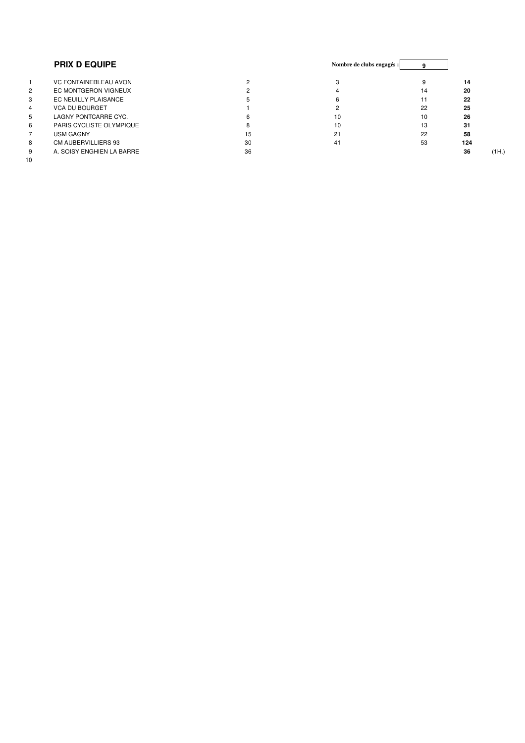## PRIX D EQUIPE

Nombre de clubs engagés : **9**

| | | | | | | |
|---|---|---|---|---|---|---|
| 1 | VC FONTAINEBLEAU AVON | 2 | 3 | 9 | **14** | |
| 2 | EC MONTGERON VIGNEUX | 2 | 4 | 14 | **20** | |
| 3 | EC NEUILLY PLAISANCE | 5 | 6 | 11 | **22** | |
| 4 | VCA DU BOURGET | 1 | 2 | 22 | **25** | |
| 5 | LAGNY PONTCARRE CYC. | 6 | 10 | 10 | **26** | |
| 6 | PARIS CYCLISTE OLYMPIQUE | 8 | 10 | 13 | **31** | |
| 7 | USM GAGNY | 15 | 21 | 22 | **58** | |
| 8 | CM AUBERVILLIERS 93 | 30 | 41 | 53 | **124** | |
| 9 | A. SOISY ENGHIEN LA BARRE | 36 | | | **36** | (1H.) |
| 10 | | | | | | |